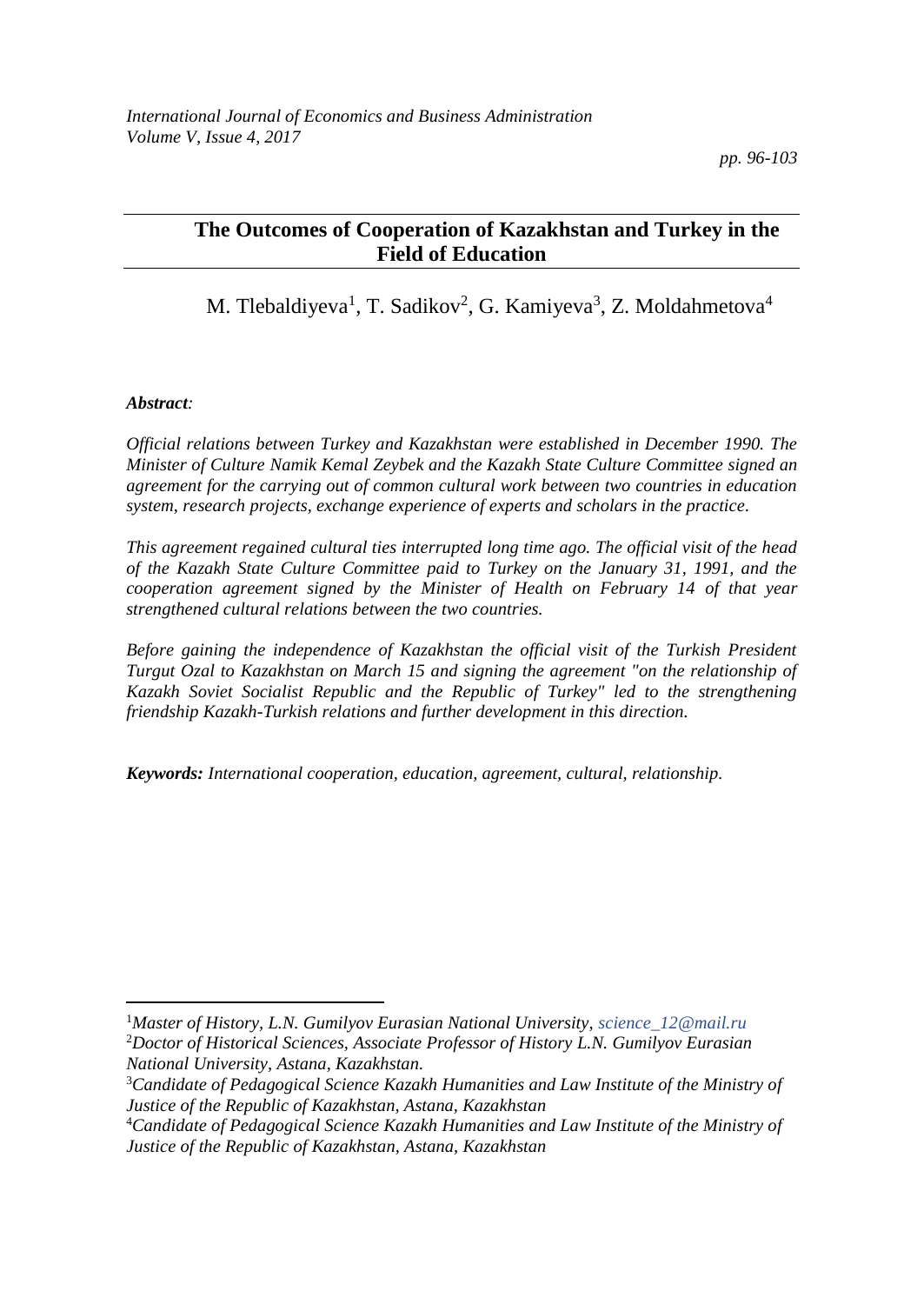# The Outcomes of Cooperation of Kazakhstan and Turkey in the Field of Education

M. Tlebaldiyeva[1], T. Sadikov[2], G. Kamiyeva[3], Z. Moldahmetova[4]

***Abstract:***

*Official relations between Turkey and Kazakhstan were established in December 1990. The Minister of Culture Namik Kemal Zeybek and the Kazakh State Culture Committee signed an agreement for the carrying out of common cultural work between two countries in education system, research projects, exchange experience of experts and scholars in the practice.*

*This agreement regained cultural ties interrupted long time ago. The official visit of the head of the Kazakh State Culture Committee paid to Turkey on the January 31, 1991, and the cooperation agreement signed by the Minister of Health on February 14 of that year strengthened cultural relations between the two countries.*

*Before gaining the independence of Kazakhstan the official visit of the Turkish President Turgut Ozal to Kazakhstan on March 15 and signing the agreement "on the relationship of Kazakh Soviet Socialist Republic and the Republic of Turkey" led to the strengthening friendship Kazakh-Turkish relations and further development in this direction.*

***Keywords:*** *International cooperation, education, agreement, cultural, relationship.*

---

[1]*Master of History, L.N. Gumilyov Eurasian National University, science_12@mail.ru*

[2]*Doctor of Historical Sciences, Associate Professor of History L.N. Gumilyov Eurasian National University, Astana, Kazakhstan.*

[3]*Candidate of Pedagogical Science Kazakh Humanities and Law Institute of the Ministry of Justice of the Republic of Kazakhstan, Astana, Kazakhstan*

[4]*Candidate of Pedagogical Science Kazakh Humanities and Law Institute of the Ministry of Justice of the Republic of Kazakhstan, Astana, Kazakhstan*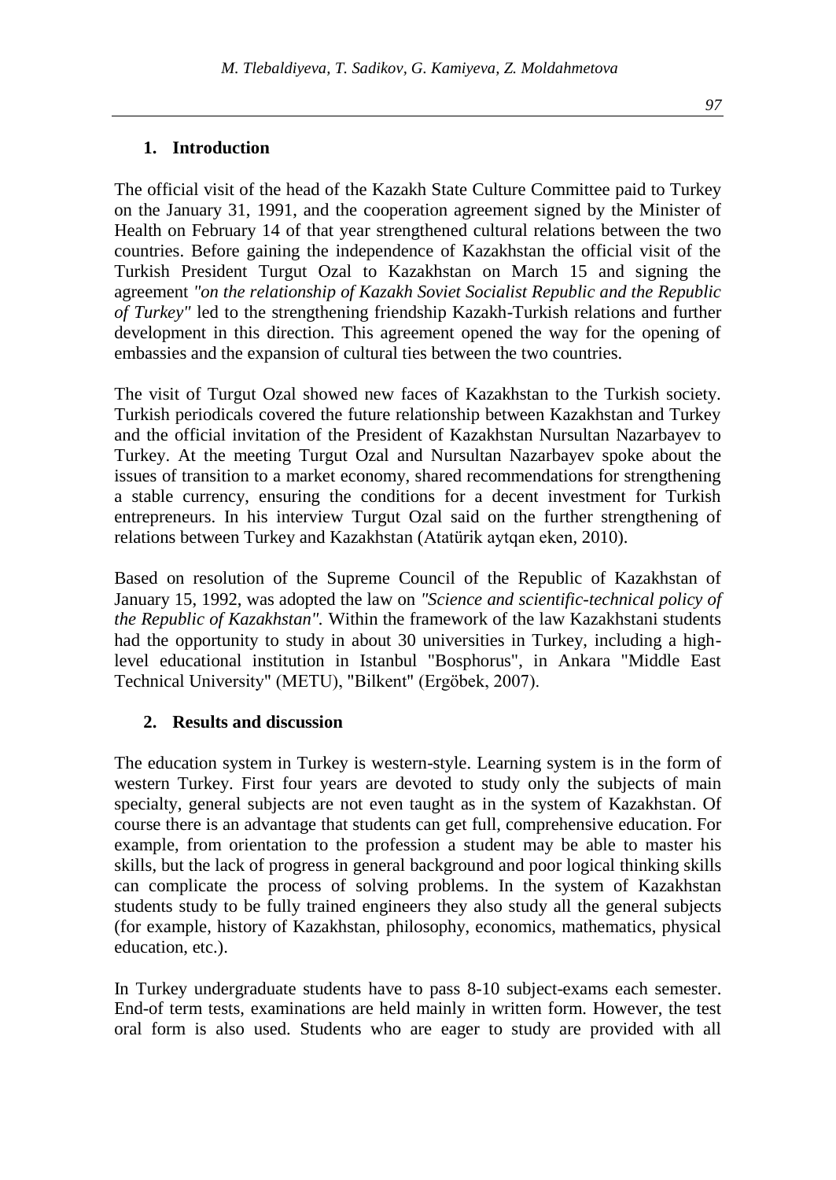## 1. Introduction

The official visit of the head of the Kazakh State Culture Committee paid to Turkey on the January 31, 1991, and the cooperation agreement signed by the Minister of Health on February 14 of that year strengthened cultural relations between the two countries. Before gaining the independence of Kazakhstan the official visit of the Turkish President Turgut Ozal to Kazakhstan on March 15 and signing the agreement *"on the relationship of Kazakh Soviet Socialist Republic and the Republic of Turkey"* led to the strengthening friendship Kazakh-Turkish relations and further development in this direction. This agreement opened the way for the opening of embassies and the expansion of cultural ties between the two countries.

The visit of Turgut Ozal showed new faces of Kazakhstan to the Turkish society. Turkish periodicals covered the future relationship between Kazakhstan and Turkey and the official invitation of the President of Kazakhstan Nursultan Nazarbayev to Turkey. At the meeting Turgut Ozal and Nursultan Nazarbayev spoke about the issues of transition to a market economy, shared recommendations for strengthening a stable currency, ensuring the conditions for a decent investment for Turkish entrepreneurs. In his interview Turgut Ozal said on the further strengthening of relations between Turkey and Kazakhstan (Atatürik aytqan eken, 2010).

Based on resolution of the Supreme Council of the Republic of Kazakhstan of January 15, 1992, was adopted the law on *"Science and scientific-technical policy of the Republic of Kazakhstan".* Within the framework of the law Kazakhstani students had the opportunity to study in about 30 universities in Turkey, including a high-level educational institution in Istanbul "Bosphorus", in Ankara "Middle East Technical University" (METU), "Bilkent" (Ergöbek, 2007).

## 2. Results and discussion

The education system in Turkey is western-style. Learning system is in the form of western Turkey. First four years are devoted to study only the subjects of main specialty, general subjects are not even taught as in the system of Kazakhstan. Of course there is an advantage that students can get full, comprehensive education. For example, from orientation to the profession a student may be able to master his skills, but the lack of progress in general background and poor logical thinking skills can complicate the process of solving problems. In the system of Kazakhstan students study to be fully trained engineers they also study all the general subjects (for example, history of Kazakhstan, philosophy, economics, mathematics, physical education, etc.).

In Turkey undergraduate students have to pass 8-10 subject-exams each semester. End-of term tests, examinations are held mainly in written form. However, the test oral form is also used. Students who are eager to study are provided with all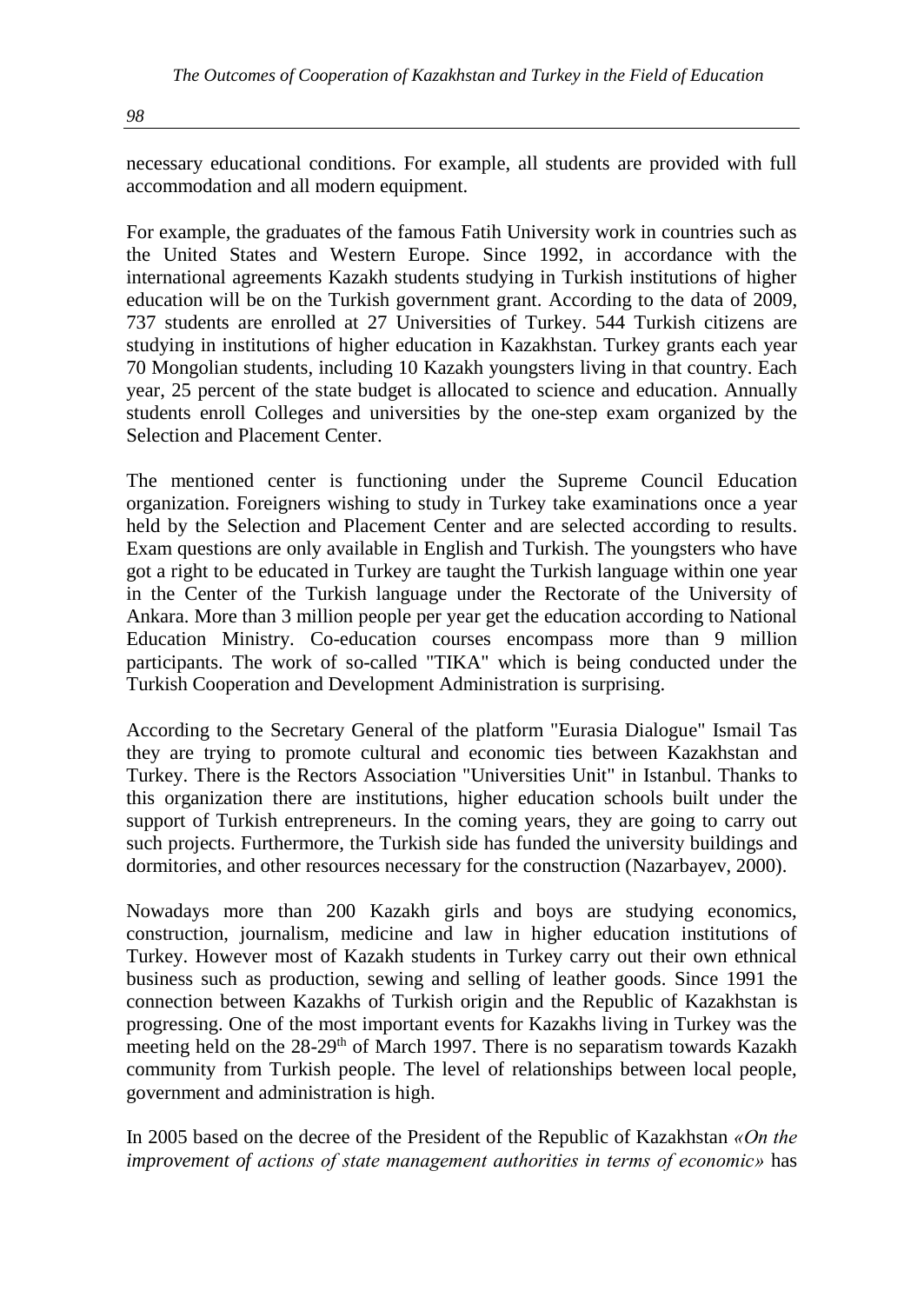necessary educational conditions. For example, all students are provided with full accommodation and all modern equipment.

For example, the graduates of the famous Fatih University work in countries such as the United States and Western Europe. Since 1992, in accordance with the international agreements Kazakh students studying in Turkish institutions of higher education will be on the Turkish government grant. According to the data of 2009, 737 students are enrolled at 27 Universities of Turkey. 544 Turkish citizens are studying in institutions of higher education in Kazakhstan. Turkey grants each year 70 Mongolian students, including 10 Kazakh youngsters living in that country. Each year, 25 percent of the state budget is allocated to science and education. Annually students enroll Colleges and universities by the one-step exam organized by the Selection and Placement Center.

The mentioned center is functioning under the Supreme Council Education organization. Foreigners wishing to study in Turkey take examinations once a year held by the Selection and Placement Center and are selected according to results. Exam questions are only available in English and Turkish. The youngsters who have got a right to be educated in Turkey are taught the Turkish language within one year in the Center of the Turkish language under the Rectorate of the University of Ankara. More than 3 million people per year get the education according to National Education Ministry. Co-education courses encompass more than 9 million participants. The work of so-called "TIKA" which is being conducted under the Turkish Cooperation and Development Administration is surprising.

According to the Secretary General of the platform "Eurasia Dialogue" Ismail Tas they are trying to promote cultural and economic ties between Kazakhstan and Turkey. There is the Rectors Association "Universities Unit" in Istanbul. Thanks to this organization there are institutions, higher education schools built under the support of Turkish entrepreneurs. In the coming years, they are going to carry out such projects. Furthermore, the Turkish side has funded the university buildings and dormitories, and other resources necessary for the construction (Nazarbayev, 2000).

Nowadays more than 200 Kazakh girls and boys are studying economics, construction, journalism, medicine and law in higher education institutions of Turkey. However most of Kazakh students in Turkey carry out their own ethnical business such as production, sewing and selling of leather goods. Since 1991 the connection between Kazakhs of Turkish origin and the Republic of Kazakhstan is progressing. One of the most important events for Kazakhs living in Turkey was the meeting held on the 28-29th of March 1997. There is no separatism towards Kazakh community from Turkish people. The level of relationships between local people, government and administration is high.

In 2005 based on the decree of the President of the Republic of Kazakhstan *«On the improvement of actions of state management authorities in terms of economic»* has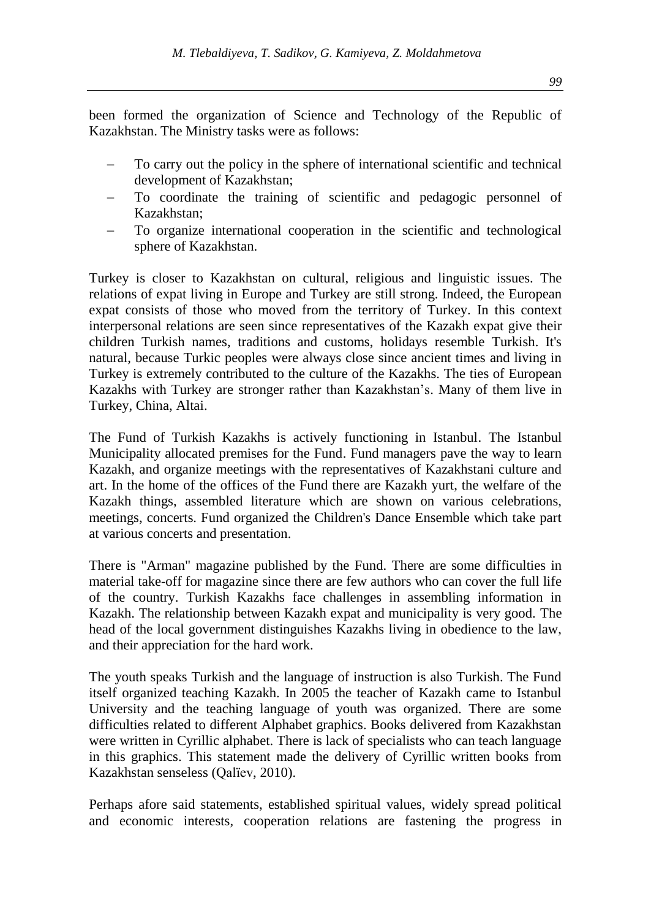been formed the organization of Science and Technology of the Republic of Kazakhstan. The Ministry tasks were as follows:

- To carry out the policy in the sphere of international scientific and technical development of Kazakhstan;
- To coordinate the training of scientific and pedagogic personnel of Kazakhstan;
- To organize international cooperation in the scientific and technological sphere of Kazakhstan.

Turkey is closer to Kazakhstan on cultural, religious and linguistic issues. The relations of expat living in Europe and Turkey are still strong. Indeed, the European expat consists of those who moved from the territory of Turkey. In this context interpersonal relations are seen since representatives of the Kazakh expat give their children Turkish names, traditions and customs, holidays resemble Turkish. It's natural, because Turkic peoples were always close since ancient times and living in Turkey is extremely contributed to the culture of the Kazakhs. The ties of European Kazakhs with Turkey are stronger rather than Kazakhstan's. Many of them live in Turkey, China, Altai.

The Fund of Turkish Kazakhs is actively functioning in Istanbul. The Istanbul Municipality allocated premises for the Fund. Fund managers pave the way to learn Kazakh, and organize meetings with the representatives of Kazakhstani culture and art. In the home of the offices of the Fund there are Kazakh yurt, the welfare of the Kazakh things, assembled literature which are shown on various celebrations, meetings, concerts. Fund organized the Children's Dance Ensemble which take part at various concerts and presentation.

There is "Arman" magazine published by the Fund. There are some difficulties in material take-off for magazine since there are few authors who can cover the full life of the country. Turkish Kazakhs face challenges in assembling information in Kazakh. The relationship between Kazakh expat and municipality is very good. The head of the local government distinguishes Kazakhs living in obedience to the law, and their appreciation for the hard work.

The youth speaks Turkish and the language of instruction is also Turkish. The Fund itself organized teaching Kazakh. In 2005 the teacher of Kazakh came to Istanbul University and the teaching language of youth was organized. There are some difficulties related to different Alphabet graphics. Books delivered from Kazakhstan were written in Cyrillic alphabet. There is lack of specialists who can teach language in this graphics. This statement made the delivery of Cyrillic written books from Kazakhstan senseless (Qalïev, 2010).

Perhaps afore said statements, established spiritual values, widely spread political and economic interests, cooperation relations are fastening the progress in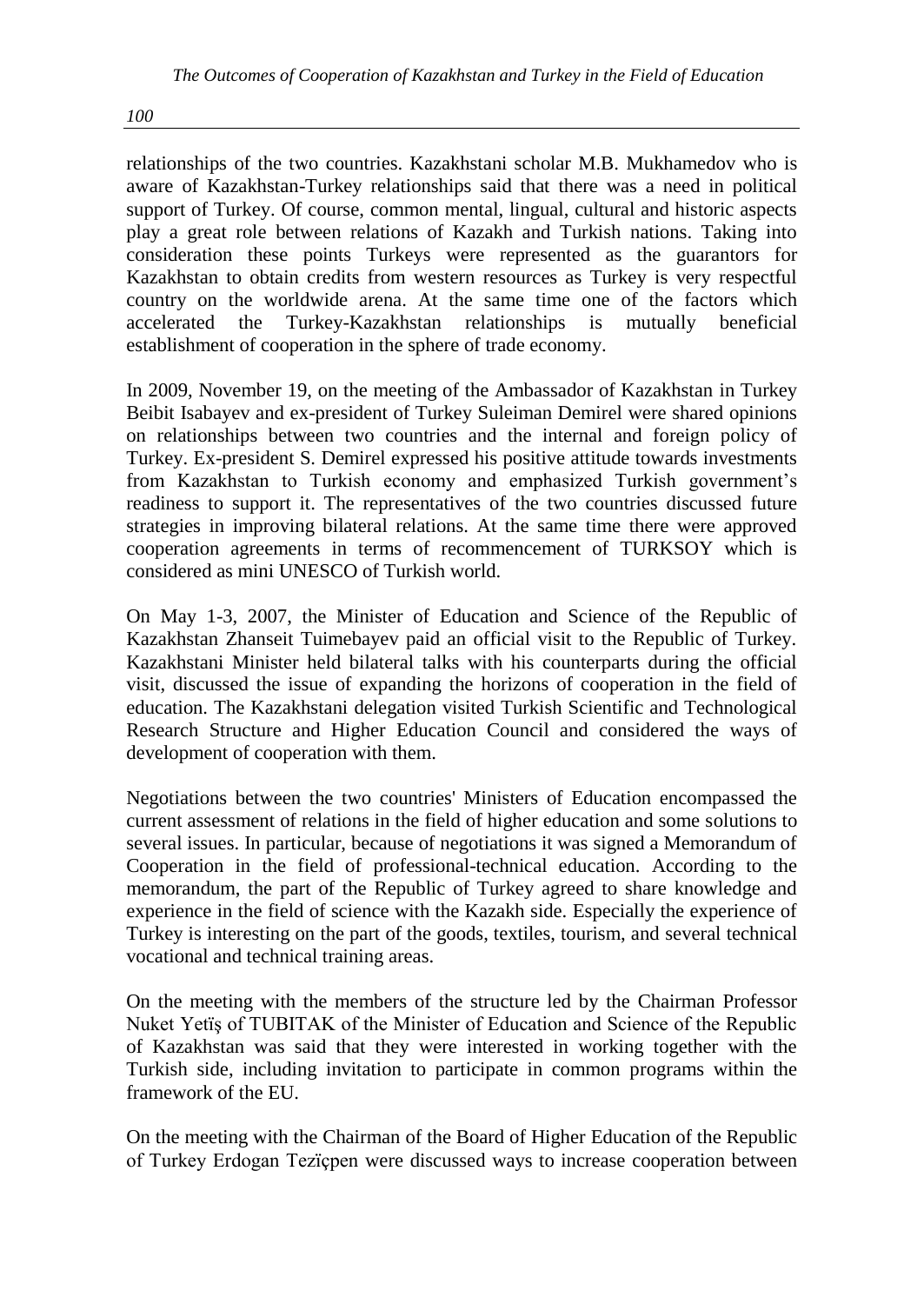relationships of the two countries. Kazakhstani scholar M.B. Mukhamedov who is aware of Kazakhstan-Turkey relationships said that there was a need in political support of Turkey. Of course, common mental, lingual, cultural and historic aspects play a great role between relations of Kazakh and Turkish nations. Taking into consideration these points Turkeys were represented as the guarantors for Kazakhstan to obtain credits from western resources as Turkey is very respectful country on the worldwide arena. At the same time one of the factors which accelerated the Turkey-Kazakhstan relationships is mutually beneficial establishment of cooperation in the sphere of trade economy.

In 2009, November 19, on the meeting of the Ambassador of Kazakhstan in Turkey Beibit Isabayev and ex-president of Turkey Suleiman Demirel were shared opinions on relationships between two countries and the internal and foreign policy of Turkey. Ex-president S. Demirel expressed his positive attitude towards investments from Kazakhstan to Turkish economy and emphasized Turkish government's readiness to support it. The representatives of the two countries discussed future strategies in improving bilateral relations. At the same time there were approved cooperation agreements in terms of recommencement of TURKSOY which is considered as mini UNESCO of Turkish world.

On May 1-3, 2007, the Minister of Education and Science of the Republic of Kazakhstan Zhanseit Tuimebayev paid an official visit to the Republic of Turkey. Kazakhstani Minister held bilateral talks with his counterparts during the official visit, discussed the issue of expanding the horizons of cooperation in the field of education. The Kazakhstani delegation visited Turkish Scientific and Technological Research Structure and Higher Education Council and considered the ways of development of cooperation with them.

Negotiations between the two countries' Ministers of Education encompassed the current assessment of relations in the field of higher education and some solutions to several issues. In particular, because of negotiations it was signed a Memorandum of Cooperation in the field of professional-technical education. According to the memorandum, the part of the Republic of Turkey agreed to share knowledge and experience in the field of science with the Kazakh side. Especially the experience of Turkey is interesting on the part of the goods, textiles, tourism, and several technical vocational and technical training areas.

On the meeting with the members of the structure led by the Chairman Professor Nuket Yetïş of TUBITAK of the Minister of Education and Science of the Republic of Kazakhstan was said that they were interested in working together with the Turkish side, including invitation to participate in common programs within the framework of the EU.

On the meeting with the Chairman of the Board of Higher Education of the Republic of Turkey Erdogan Tezïçpen were discussed ways to increase cooperation between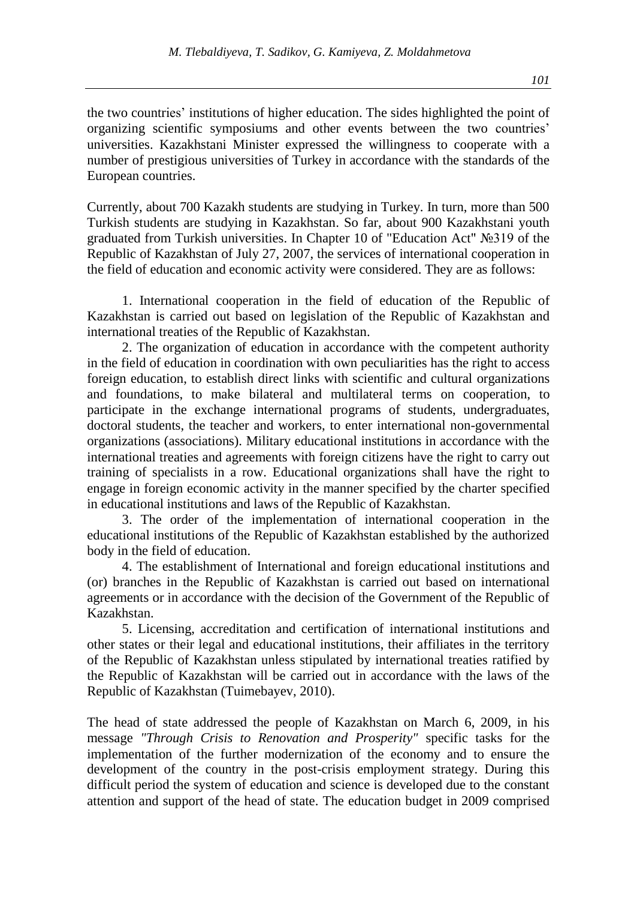the two countries' institutions of higher education. The sides highlighted the point of organizing scientific symposiums and other events between the two countries' universities. Kazakhstani Minister expressed the willingness to cooperate with a number of prestigious universities of Turkey in accordance with the standards of the European countries.

Currently, about 700 Kazakh students are studying in Turkey. In turn, more than 500 Turkish students are studying in Kazakhstan. So far, about 900 Kazakhstani youth graduated from Turkish universities. In Chapter 10 of "Education Act" №319 of the Republic of Kazakhstan of July 27, 2007, the services of international cooperation in the field of education and economic activity were considered. They are as follows:

1. International cooperation in the field of education of the Republic of Kazakhstan is carried out based on legislation of the Republic of Kazakhstan and international treaties of the Republic of Kazakhstan.

2. The organization of education in accordance with the competent authority in the field of education in coordination with own peculiarities has the right to access foreign education, to establish direct links with scientific and cultural organizations and foundations, to make bilateral and multilateral terms on cooperation, to participate in the exchange international programs of students, undergraduates, doctoral students, the teacher and workers, to enter international non-governmental organizations (associations). Military educational institutions in accordance with the international treaties and agreements with foreign citizens have the right to carry out training of specialists in a row. Educational organizations shall have the right to engage in foreign economic activity in the manner specified by the charter specified in educational institutions and laws of the Republic of Kazakhstan.

3. The order of the implementation of international cooperation in the educational institutions of the Republic of Kazakhstan established by the authorized body in the field of education.

4. The establishment of International and foreign educational institutions and (or) branches in the Republic of Kazakhstan is carried out based on international agreements or in accordance with the decision of the Government of the Republic of Kazakhstan.

5. Licensing, accreditation and certification of international institutions and other states or their legal and educational institutions, their affiliates in the territory of the Republic of Kazakhstan unless stipulated by international treaties ratified by the Republic of Kazakhstan will be carried out in accordance with the laws of the Republic of Kazakhstan (Tuimebayev, 2010).

The head of state addressed the people of Kazakhstan on March 6, 2009, in his message *"Through Crisis to Renovation and Prosperity"* specific tasks for the implementation of the further modernization of the economy and to ensure the development of the country in the post-crisis employment strategy. During this difficult period the system of education and science is developed due to the constant attention and support of the head of state. The education budget in 2009 comprised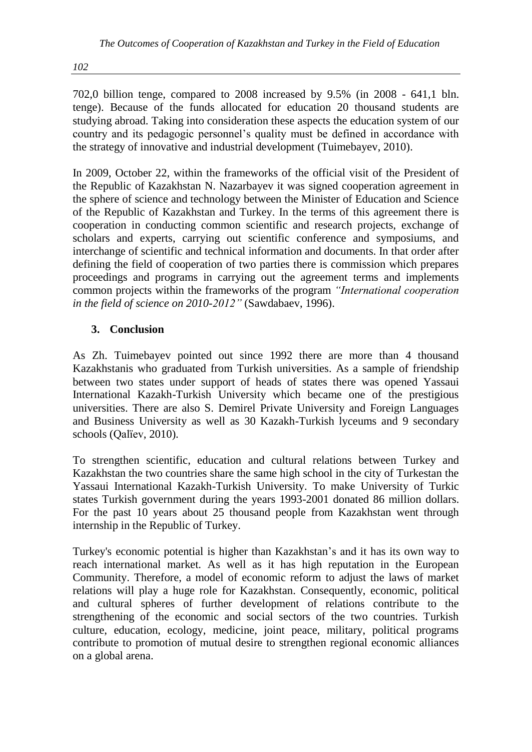702,0 billion tenge, compared to 2008 increased by 9.5% (in 2008 - 641,1 bln. tenge). Because of the funds allocated for education 20 thousand students are studying abroad. Taking into consideration these aspects the education system of our country and its pedagogic personnel's quality must be defined in accordance with the strategy of innovative and industrial development (Tuimebayev, 2010).

In 2009, October 22, within the frameworks of the official visit of the President of the Republic of Kazakhstan N. Nazarbayev it was signed cooperation agreement in the sphere of science and technology between the Minister of Education and Science of the Republic of Kazakhstan and Turkey. In the terms of this agreement there is cooperation in conducting common scientific and research projects, exchange of scholars and experts, carrying out scientific conference and symposiums, and interchange of scientific and technical information and documents. In that order after defining the field of cooperation of two parties there is commission which prepares proceedings and programs in carrying out the agreement terms and implements common projects within the frameworks of the program *"International cooperation in the field of science on 2010-2012"* (Sawdabaev, 1996).

## 3. Conclusion

As Zh. Tuimebayev pointed out since 1992 there are more than 4 thousand Kazakhstanis who graduated from Turkish universities. As a sample of friendship between two states under support of heads of states there was opened Yassaui International Kazakh-Turkish University which became one of the prestigious universities. There are also S. Demirel Private University and Foreign Languages and Business University as well as 30 Kazakh-Turkish lyceums and 9 secondary schools (Qalïev, 2010).

To strengthen scientific, education and cultural relations between Turkey and Kazakhstan the two countries share the same high school in the city of Turkestan the Yassaui International Kazakh-Turkish University. To make University of Turkic states Turkish government during the years 1993-2001 donated 86 million dollars. For the past 10 years about 25 thousand people from Kazakhstan went through internship in the Republic of Turkey.

Turkey's economic potential is higher than Kazakhstan's and it has its own way to reach international market. As well as it has high reputation in the European Community. Therefore, a model of economic reform to adjust the laws of market relations will play a huge role for Kazakhstan. Consequently, economic, political and cultural spheres of further development of relations contribute to the strengthening of the economic and social sectors of the two countries. Turkish culture, education, ecology, medicine, joint peace, military, political programs contribute to promotion of mutual desire to strengthen regional economic alliances on a global arena.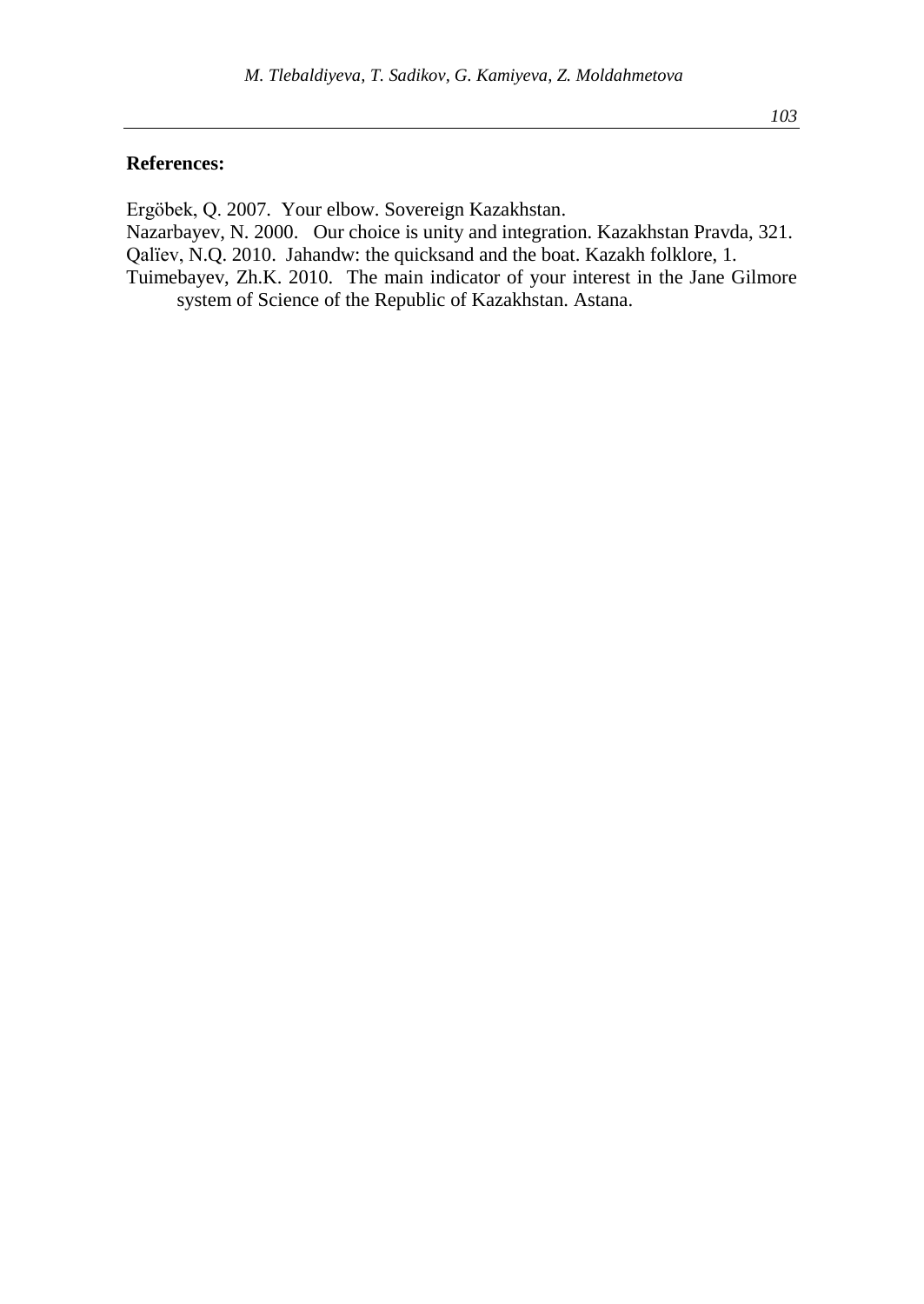**References:**

Ergöbek, Q. 2007. Your elbow. Sovereign Kazakhstan.

Nazarbayev, N. 2000. Our choice is unity and integration. Kazakhstan Pravda, 321.

Qalïev, N.Q. 2010. Jahandw: the quicksand and the boat. Kazakh folklore, 1.

Tuimebayev, Zh.K. 2010. The main indicator of your interest in the Jane Gilmore system of Science of the Republic of Kazakhstan. Astana.